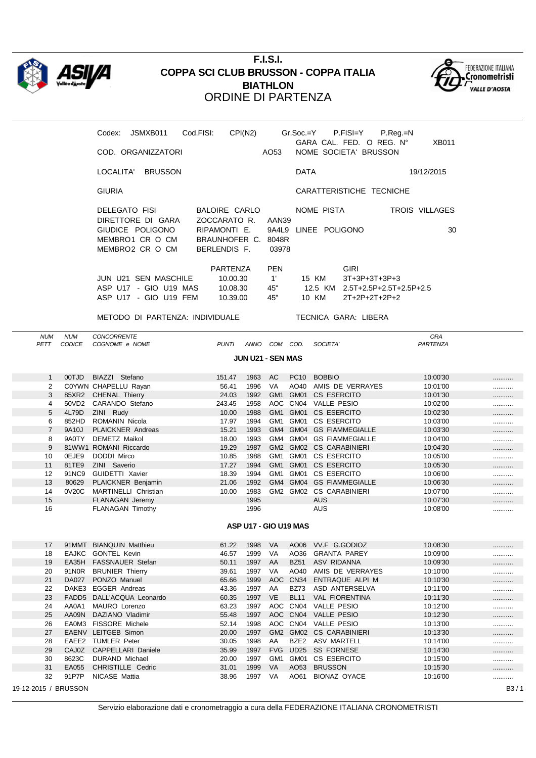# F.I.S.I.
# COPPA SCI CLUB BRUSSON - COPPA ITALIA
# BIATHLON
## ORDINE DI PARTENZA

Codex: JSMXB011 Cod.FISI: CPI(N2) Gr.Soc.=Y P.FISI=Y P.Reg.=N

GARA CAL. FED. O REG. N° XB011

COD. ORGANIZZATORI AO53 NOME SOCIETA' BRUSSON

LOCALITA' BRUSSON DATA 19/12/2015

GIURIA | CARATTERISTICHE TECNICHE

| | | | | |
|---|---|---|---|---|
| DELEGATO FISI | BALOIRE CARLO | | NOME PISTA | TROIS VILLAGES |
| DIRETTORE DI GARA | ZOCCARATO R. | AAN39 | | |
| GIUDICE POLIGONO | RIPAMONTI E. | 9A4L9 | LINEE POLIGONO | 30 |
| MEMBRO1 CR O CM | BRAUNHOFER C. | 8048R | | |
| MEMBRO2 CR O CM | BERLENDIS F. | 03978 | | |

| | PARTENZA | PEN | | GIRI |
|---|---|---|---|---|
| JUN U21 SEN MASCHILE | 10.00.30 | 1' | 15 KM | 3T+3P+3T+3P+3 |
| ASP U17 - GIO U19 MAS | 10.08.30 | 45" | 12.5 KM | 2.5T+2.5P+2.5T+2.5P+2.5 |
| ASP U17 - GIO U19 FEM | 10.39.00 | 45" | 10 KM | 2T+2P+2T+2P+2 |

METODO DI PARTENZA: INDIVIDUALE TECNICA GARA: LIBERA

| NUM PETT | NUM CODICE | CONCORRENTE COGNOME e NOME | PUNTI | ANNO | COM | COD. | SOCIETA' | ORA PARTENZA | |
|---|---|---|---|---|---|---|---|---|---|
| | | **JUN U21 - SEN MAS** | | | | | | | |
| 1 | 00TJD | BIAZZI Stefano | 151.47 | 1963 | AC | PC10 | BOBBIO | 10:00'30 | .......... |
| 2 | C0YWN | CHAPELLU Rayan | 56.41 | 1996 | VA | AO40 | AMIS DE VERRAYES | 10:01'00 | .......... |
| 3 | 85XR2 | CHENAL Thierry | 24.03 | 1992 | GM1 | GM01 | CS ESERCITO | 10:01'30 | .......... |
| 4 | 50VD2 | CARANDO Stefano | 243.45 | 1958 | AOC | CN04 | VALLE PESIO | 10:02'00 | .......... |
| 5 | 4L79D | ZINI Rudy | 10.00 | 1988 | GM1 | GM01 | CS ESERCITO | 10:02'30 | .......... |
| 6 | 852HD | ROMANIN Nicola | 17.97 | 1994 | GM1 | GM01 | CS ESERCITO | 10:03'00 | .......... |
| 7 | 9A10J | PLAICKNER Andreas | 15.21 | 1993 | GM4 | GM04 | GS FIAMMEGIALLE | 10:03'30 | .......... |
| 8 | 9A0TY | DEMETZ Maikol | 18.00 | 1993 | GM4 | GM04 | GS FIAMMEGIALLE | 10:04'00 | .......... |
| 9 | 81WW1 | ROMANI Riccardo | 19.29 | 1987 | GM2 | GM02 | CS CARABINIERI | 10:04'30 | .......... |
| 10 | 0EJE9 | DODDI Mirco | 10.85 | 1988 | GM1 | GM01 | CS ESERCITO | 10:05'00 | .......... |
| 11 | 81TE9 | ZINI Saverio | 17.27 | 1994 | GM1 | GM01 | CS ESERCITO | 10:05'30 | .......... |
| 12 | 91NC9 | GUIDETTI Xavier | 18.39 | 1994 | GM1 | GM01 | CS ESERCITO | 10:06'00 | .......... |
| 13 | 80629 | PLAICKNER Benjamin | 21.06 | 1992 | GM4 | GM04 | GS FIAMMEGIALLE | 10:06'30 | .......... |
| 14 | 0V20C | MARTINELLI Christian | 10.00 | 1983 | GM2 | GM02 | CS CARABINIERI | 10:07'00 | .......... |
| 15 | | FLANAGAN Jeremy | | 1995 | | | AUS | 10:07'30 | .......... |
| 16 | | FLANAGAN Timothy | | 1996 | | | AUS | 10:08'00 | .......... |
| | | **ASP U17 - GIO U19 MAS** | | | | | | | |
| 17 | 91MMT | BIANQUIN Matthieu | 61.22 | 1998 | VA | AO06 | VV.F G.GODIOZ | 10:08'30 | .......... |
| 18 | EAJKC | GONTEL Kevin | 46.57 | 1999 | VA | AO36 | GRANTA PAREY | 10:09'00 | .......... |
| 19 | EA35H | FASSNAUER Stefan | 50.11 | 1997 | AA | BZ51 | ASV RIDANNA | 10:09'30 | .......... |
| 20 | 91N0R | BRUNIER Thierry | 39.61 | 1997 | VA | AO40 | AMIS DE VERRAYES | 10:10'00 | .......... |
| 21 | DA027 | PONZO Manuel | 65.66 | 1999 | AOC | CN34 | ENTRAQUE ALPI M | 10:10'30 | .......... |
| 22 | DAKE3 | EGGER Andreas | 43.36 | 1997 | AA | BZ73 | ASD ANTERSELVA | 10:11'00 | .......... |
| 23 | FADD5 | DALL'ACQUA Leonardo | 60.35 | 1997 | VE | BL11 | VAL FIORENTINA | 10:11'30 | .......... |
| 24 | AA0A1 | MAURO Lorenzo | 63.23 | 1997 | AOC | CN04 | VALLE PESIO | 10:12'00 | .......... |
| 25 | AA09N | DAZIANO Vladimir | 55.48 | 1997 | AOC | CN04 | VALLE PESIO | 10:12'30 | .......... |
| 26 | EA0M3 | FISSORE Michele | 52.14 | 1998 | AOC | CN04 | VALLE PESIO | 10:13'00 | .......... |
| 27 | EAENV | LEITGEB Simon | 20.00 | 1997 | GM2 | GM02 | CS CARABINIERI | 10:13'30 | .......... |
| 28 | EAEE2 | TUMLER Peter | 30.05 | 1998 | AA | BZE2 | ASV MARTELL | 10:14'00 | .......... |
| 29 | CAJ0Z | CAPPELLARI Daniele | 35.99 | 1997 | FVG | UD25 | SS FORNESE | 10:14'30 | .......... |
| 30 | 8623C | DURAND Michael | 20.00 | 1997 | GM1 | GM01 | CS ESERCITO | 10:15'00 | .......... |
| 31 | EA055 | CHRISTILLE Cedric | 31.01 | 1999 | VA | AO53 | BRUSSON | 10:15'30 | .......... |
| 32 | 91P7P | NICASE Mattia | 38.96 | 1997 | VA | AO61 | BIONAZ OYACE | 10:16'00 | .......... |

19-12-2015 / BRUSSON

Servizio elaborazione dati e cronometraggio a cura della FEDERAZIONE ITALIANA CRONOMETRISTI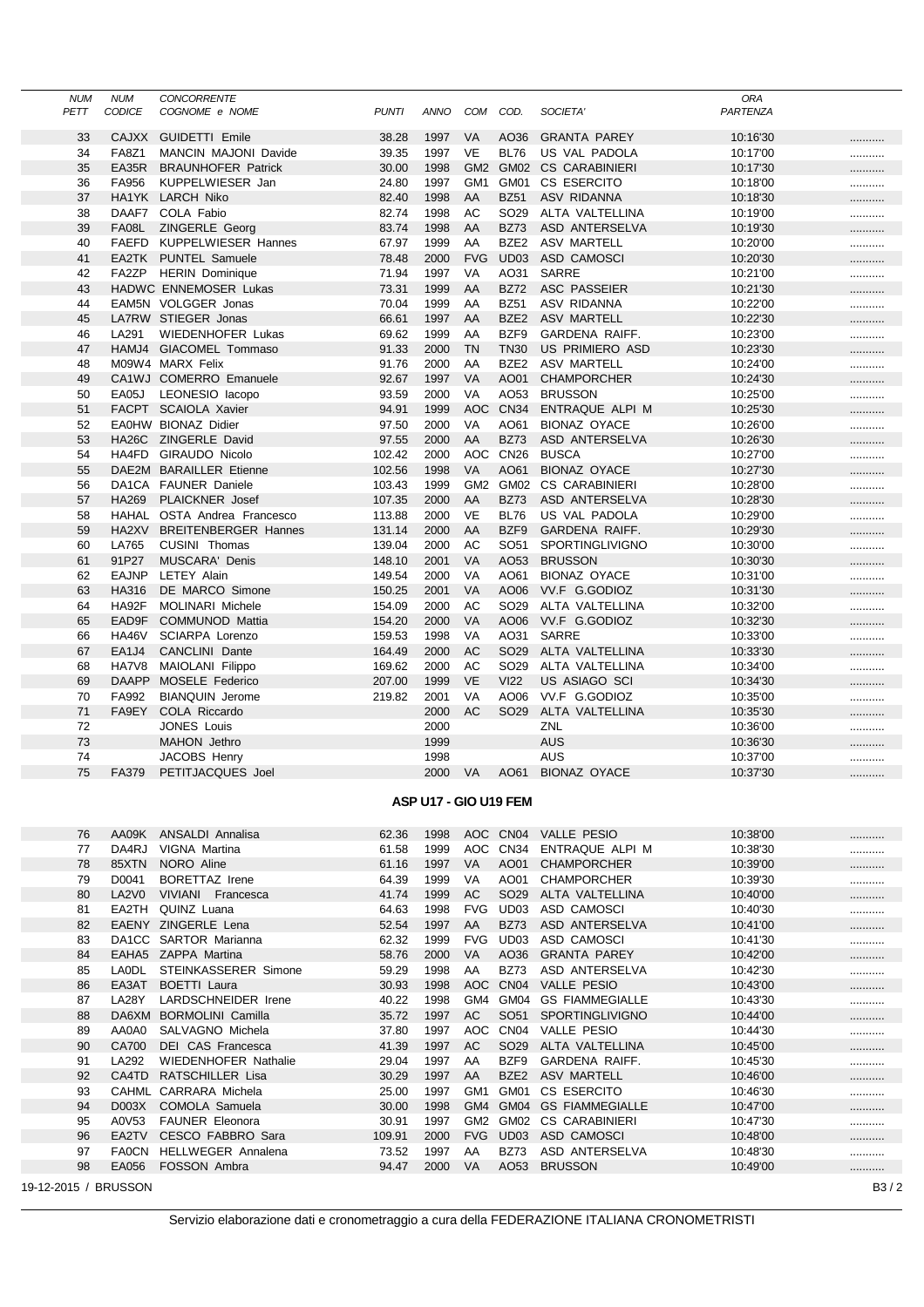| NUM PETT | NUM CODICE | CONCORRENTE COGNOME e NOME | PUNTI | ANNO | COM | COD. | SOCIETA' | ORA PARTENZA | |
|---|---|---|---|---|---|---|---|---|---|
| 33 | CAJXX | GUIDETTI Emile | 38.28 | 1997 | VA | AO36 | GRANTA PAREY | 10:16'30 | ........... |
| 34 | FA8Z1 | MANCIN MAJONI Davide | 39.35 | 1997 | VE | BL76 | US VAL PADOLA | 10:17'00 | ........... |
| 35 | EA35R | BRAUNHOFER Patrick | 30.00 | 1998 | GM2 | GM02 | CS CARABINIERI | 10:17'30 | ........... |
| 36 | FA956 | KUPPELWIESER Jan | 24.80 | 1997 | GM1 | GM01 | CS ESERCITO | 10:18'00 | ........... |
| 37 | HA1YK | LARCH Niko | 82.40 | 1998 | AA | BZ51 | ASV RIDANNA | 10:18'30 | ........... |
| 38 | DAAF7 | COLA Fabio | 82.74 | 1998 | AC | SO29 | ALTA VALTELLINA | 10:19'00 | ........... |
| 39 | FA08L | ZINGERLE Georg | 83.74 | 1998 | AA | BZ73 | ASD ANTERSELVA | 10:19'30 | ........... |
| 40 | FAEFD | KUPPELWIESER Hannes | 67.97 | 1999 | AA | BZE2 | ASV MARTELL | 10:20'00 | ........... |
| 41 | EA2TK | PUNTEL Samuele | 78.48 | 2000 | FVG | UD03 | ASD CAMOSCI | 10:20'30 | ........... |
| 42 | FA2ZP | HERIN Dominique | 71.94 | 1997 | VA | AO31 | SARRE | 10:21'00 | ........... |
| 43 | HADWC | ENNEMOSER Lukas | 73.31 | 1999 | AA | BZ72 | ASC PASSEIER | 10:21'30 | ........... |
| 44 | EAM5N | VOLGGER Jonas | 70.04 | 1999 | AA | BZ51 | ASV RIDANNA | 10:22'00 | ........... |
| 45 | LA7RW | STIEGER Jonas | 66.61 | 1997 | AA | BZE2 | ASV MARTELL | 10:22'30 | ........... |
| 46 | LA291 | WIEDENHOFER Lukas | 69.62 | 1999 | AA | BZF9 | GARDENA RAIFF. | 10:23'00 | ........... |
| 47 | HAMJ4 | GIACOMEL Tommaso | 91.33 | 2000 | TN | TN30 | US PRIMIERO ASD | 10:23'30 | ........... |
| 48 | M09W4 | MARX Felix | 91.76 | 2000 | AA | BZE2 | ASV MARTELL | 10:24'00 | ........... |
| 49 | CA1WJ | COMERRO Emanuele | 92.67 | 1997 | VA | AO01 | CHAMPORCHER | 10:24'30 | ........... |
| 50 | EA05J | LEONESIO Iacopo | 93.59 | 2000 | VA | AO53 | BRUSSON | 10:25'00 | ........... |
| 51 | FACPT | SCAIOLA Xavier | 94.91 | 1999 | AOC | CN34 | ENTRAQUE ALPI M | 10:25'30 | ........... |
| 52 | EA0HW | BIONAZ Didier | 97.50 | 2000 | VA | AO61 | BIONAZ OYACE | 10:26'00 | ........... |
| 53 | HA26C | ZINGERLE David | 97.55 | 2000 | AA | BZ73 | ASD ANTERSELVA | 10:26'30 | ........... |
| 54 | HA4FD | GIRAUDO Nicolo | 102.42 | 2000 | AOC | CN26 | BUSCA | 10:27'00 | ........... |
| 55 | DAE2M | BARAILLER Etienne | 102.56 | 1998 | VA | AO61 | BIONAZ OYACE | 10:27'30 | ........... |
| 56 | DA1CA | FAUNER Daniele | 103.43 | 1999 | GM2 | GM02 | CS CARABINIERI | 10:28'00 | ........... |
| 57 | HA269 | PLAICKNER Josef | 107.35 | 2000 | AA | BZ73 | ASD ANTERSELVA | 10:28'30 | ........... |
| 58 | HAHAL | OSTA Andrea Francesco | 113.88 | 2000 | VE | BL76 | US VAL PADOLA | 10:29'00 | ........... |
| 59 | HA2XV | BREITENBERGER Hannes | 131.14 | 2000 | AA | BZF9 | GARDENA RAIFF. | 10:29'30 | ........... |
| 60 | LA765 | CUSINI Thomas | 139.04 | 2000 | AC | SO51 | SPORTINGLIVIGNO | 10:30'00 | ........... |
| 61 | 91P27 | MUSCARA' Denis | 148.10 | 2001 | VA | AO53 | BRUSSON | 10:30'30 | ........... |
| 62 | EAJNP | LETEY Alain | 149.54 | 2000 | VA | AO61 | BIONAZ OYACE | 10:31'00 | ........... |
| 63 | HA316 | DE MARCO Simone | 150.25 | 2001 | VA | AO06 | VV.F G.GODIOZ | 10:31'30 | ........... |
| 64 | HA92F | MOLINARI Michele | 154.09 | 2000 | AC | SO29 | ALTA VALTELLINA | 10:32'00 | ........... |
| 65 | EAD9F | COMMUNOD Mattia | 154.20 | 2000 | VA | AO06 | VV.F G.GODIOZ | 10:32'30 | ........... |
| 66 | HA46V | SCIARPA Lorenzo | 159.53 | 1998 | VA | AO31 | SARRE | 10:33'00 | ........... |
| 67 | EA1J4 | CANCLINI Dante | 164.49 | 2000 | AC | SO29 | ALTA VALTELLINA | 10:33'30 | ........... |
| 68 | HA7V8 | MAIOLANI Filippo | 169.62 | 2000 | AC | SO29 | ALTA VALTELLINA | 10:34'00 | ........... |
| 69 | DAAPP | MOSELE Federico | 207.00 | 1999 | VE | VI22 | US ASIAGO SCI | 10:34'30 | ........... |
| 70 | FA992 | BIANQUIN Jerome | 219.82 | 2001 | VA | AO06 | VV.F G.GODIOZ | 10:35'00 | ........... |
| 71 | FA9EY | COLA Riccardo | | 2000 | AC | SO29 | ALTA VALTELLINA | 10:35'30 | ........... |
| 72 | | JONES Louis | | 2000 | | | ZNL | 10:36'00 | ........... |
| 73 | | MAHON Jethro | | 1999 | | | AUS | 10:36'30 | ........... |
| 74 | | JACOBS Henry | | 1998 | | | AUS | 10:37'00 | ........... |
| 75 | FA379 | PETITJACQUES Joel | | 2000 | VA | AO61 | BIONAZ OYACE | 10:37'30 | ........... |

**ASP U17 - GIO U19 FEM**

| NUM PETT | NUM CODICE | CONCORRENTE COGNOME e NOME | PUNTI | ANNO | COM | COD. | SOCIETA' | ORA PARTENZA | |
|---|---|---|---|---|---|---|---|---|---|
| 76 | AA09K | ANSALDI Annalisa | 62.36 | 1998 | AOC | CN04 | VALLE PESIO | 10:38'00 | ........... |
| 77 | DA4RJ | VIGNA Martina | 61.58 | 1999 | AOC | CN34 | ENTRAQUE ALPI M | 10:38'30 | ........... |
| 78 | 85XTN | NORO Aline | 61.16 | 1997 | VA | AO01 | CHAMPORCHER | 10:39'00 | ........... |
| 79 | D0041 | BORETTAZ Irene | 64.39 | 1999 | VA | AO01 | CHAMPORCHER | 10:39'30 | ........... |
| 80 | LA2V0 | VIVIANI Francesca | 41.74 | 1999 | AC | SO29 | ALTA VALTELLINA | 10:40'00 | ........... |
| 81 | EA2TH | QUINZ Luana | 64.63 | 1998 | FVG | UD03 | ASD CAMOSCI | 10:40'30 | ........... |
| 82 | EAENY | ZINGERLE Lena | 52.54 | 1997 | AA | BZ73 | ASD ANTERSELVA | 10:41'00 | ........... |
| 83 | DA1CC | SARTOR Marianna | 62.32 | 1999 | FVG | UD03 | ASD CAMOSCI | 10:41'30 | ........... |
| 84 | EAHA5 | ZAPPA Martina | 58.76 | 2000 | VA | AO36 | GRANTA PAREY | 10:42'00 | ........... |
| 85 | LA0DL | STEINKASSERER Simone | 59.29 | 1998 | AA | BZ73 | ASD ANTERSELVA | 10:42'30 | ........... |
| 86 | EA3AT | BOETTI Laura | 30.93 | 1998 | AOC | CN04 | VALLE PESIO | 10:43'00 | ........... |
| 87 | LA28Y | LARDSCHNEIDER Irene | 40.22 | 1998 | GM4 | GM04 | GS FIAMMEGIALLE | 10:43'30 | ........... |
| 88 | DA6XM | BORMOLINI Camilla | 35.72 | 1997 | AC | SO51 | SPORTINGLIVIGNO | 10:44'00 | ........... |
| 89 | AA0A0 | SALVAGNO Michela | 37.80 | 1997 | AOC | CN04 | VALLE PESIO | 10:44'30 | ........... |
| 90 | CA700 | DEI CAS Francesca | 41.39 | 1997 | AC | SO29 | ALTA VALTELLINA | 10:45'00 | ........... |
| 91 | LA292 | WIEDENHOFER Nathalie | 29.04 | 1997 | AA | BZF9 | GARDENA RAIFF. | 10:45'30 | ........... |
| 92 | CA4TD | RATSCHILLER Lisa | 30.29 | 1997 | AA | BZE2 | ASV MARTELL | 10:46'00 | ........... |
| 93 | CAHML | CARRARA Michela | 25.00 | 1997 | GM1 | GM01 | CS ESERCITO | 10:46'30 | ........... |
| 94 | D003X | COMOLA Samuela | 30.00 | 1998 | GM4 | GM04 | GS FIAMMEGIALLE | 10:47'00 | ........... |
| 95 | A0V53 | FAUNER Eleonora | 30.91 | 1997 | GM2 | GM02 | CS CARABINIERI | 10:47'30 | ........... |
| 96 | EA2TV | CESCO FABBRO Sara | 109.91 | 2000 | FVG | UD03 | ASD CAMOSCI | 10:48'00 | ........... |
| 97 | FA0CN | HELLWEGER Annalena | 73.52 | 1997 | AA | BZ73 | ASD ANTERSELVA | 10:48'30 | ........... |
| 98 | EA056 | FOSSON Ambra | 94.47 | 2000 | VA | AO53 | BRUSSON | 10:49'00 | ........... |

19-12-2015 / BRUSSON

Servizio elaborazione dati e cronometraggio a cura della FEDERAZIONE ITALIANA CRONOMETRISTI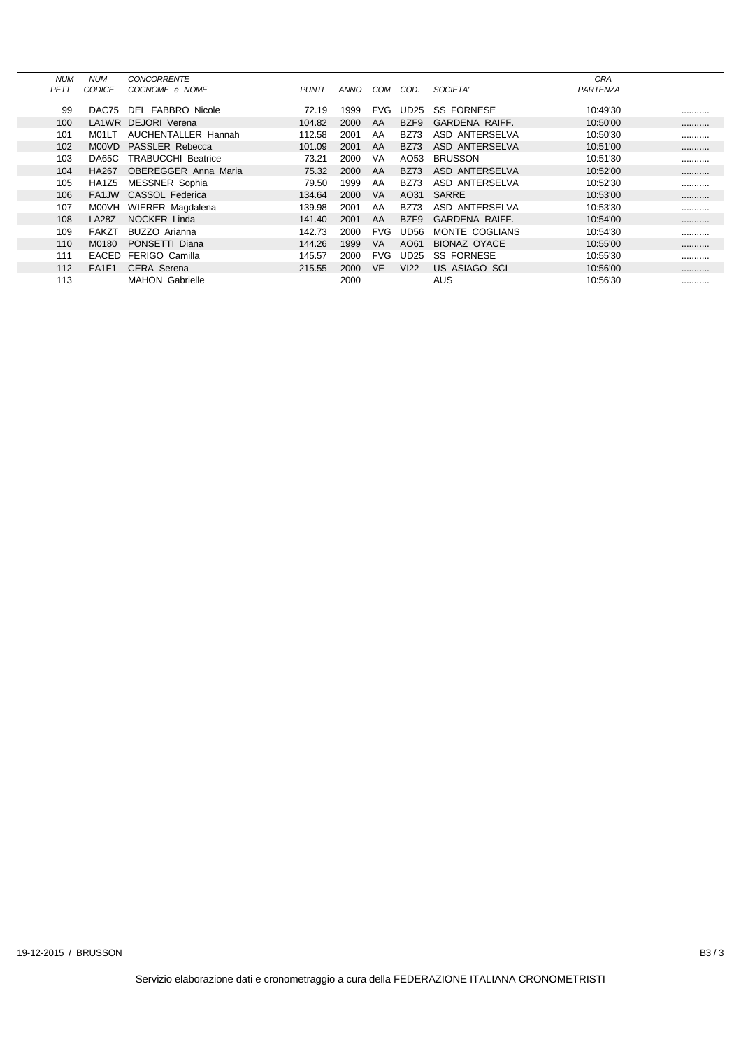| NUM PETT | NUM CODICE | CONCORRENTE COGNOME e NOME | PUNTI | ANNO | COM | COD. | SOCIETA' | ORA PARTENZA | |
|---|---|---|---|---|---|---|---|---|---|
| 99 | DAC75 | DEL FABBRO Nicole | 72.19 | 1999 | FVG | UD25 | SS FORNESE | 10:49'30 | .......... |
| 100 | LA1WR | DEJORI Verena | 104.82 | 2000 | AA | BZF9 | GARDENA RAIFF. | 10:50'00 | .......... |
| 101 | M01LT | AUCHENTALLER Hannah | 112.58 | 2001 | AA | BZ73 | ASD ANTERSELVA | 10:50'30 | .......... |
| 102 | M00VD | PASSLER Rebecca | 101.09 | 2001 | AA | BZ73 | ASD ANTERSELVA | 10:51'00 | .......... |
| 103 | DA65C | TRABUCCHI Beatrice | 73.21 | 2000 | VA | AO53 | BRUSSON | 10:51'30 | .......... |
| 104 | HA267 | OBEREGGER Anna Maria | 75.32 | 2000 | AA | BZ73 | ASD ANTERSELVA | 10:52'00 | .......... |
| 105 | HA1Z5 | MESSNER Sophia | 79.50 | 1999 | AA | BZ73 | ASD ANTERSELVA | 10:52'30 | .......... |
| 106 | FA1JW | CASSOL Federica | 134.64 | 2000 | VA | AO31 | SARRE | 10:53'00 | .......... |
| 107 | M00VH | WIERER Magdalena | 139.98 | 2001 | AA | BZ73 | ASD ANTERSELVA | 10:53'30 | .......... |
| 108 | LA28Z | NOCKER Linda | 141.40 | 2001 | AA | BZF9 | GARDENA RAIFF. | 10:54'00 | .......... |
| 109 | FAKZT | BUZZO Arianna | 142.73 | 2000 | FVG | UD56 | MONTE COGLIANS | 10:54'30 | .......... |
| 110 | M0180 | PONSETTI Diana | 144.26 | 1999 | VA | AO61 | BIONAZ OYACE | 10:55'00 | .......... |
| 111 | EACED | FERIGO Camilla | 145.57 | 2000 | FVG | UD25 | SS FORNESE | 10:55'30 | .......... |
| 112 | FA1F1 | CERA Serena | 215.55 | 2000 | VE | VI22 | US ASIAGO SCI | 10:56'00 | .......... |
| 113 | | MAHON Gabrielle | | 2000 | | | AUS | 10:56'30 | .......... |

19-12-2015 / BRUSSON

Servizio elaborazione dati e cronometraggio a cura della FEDERAZIONE ITALIANA CRONOMETRISTI